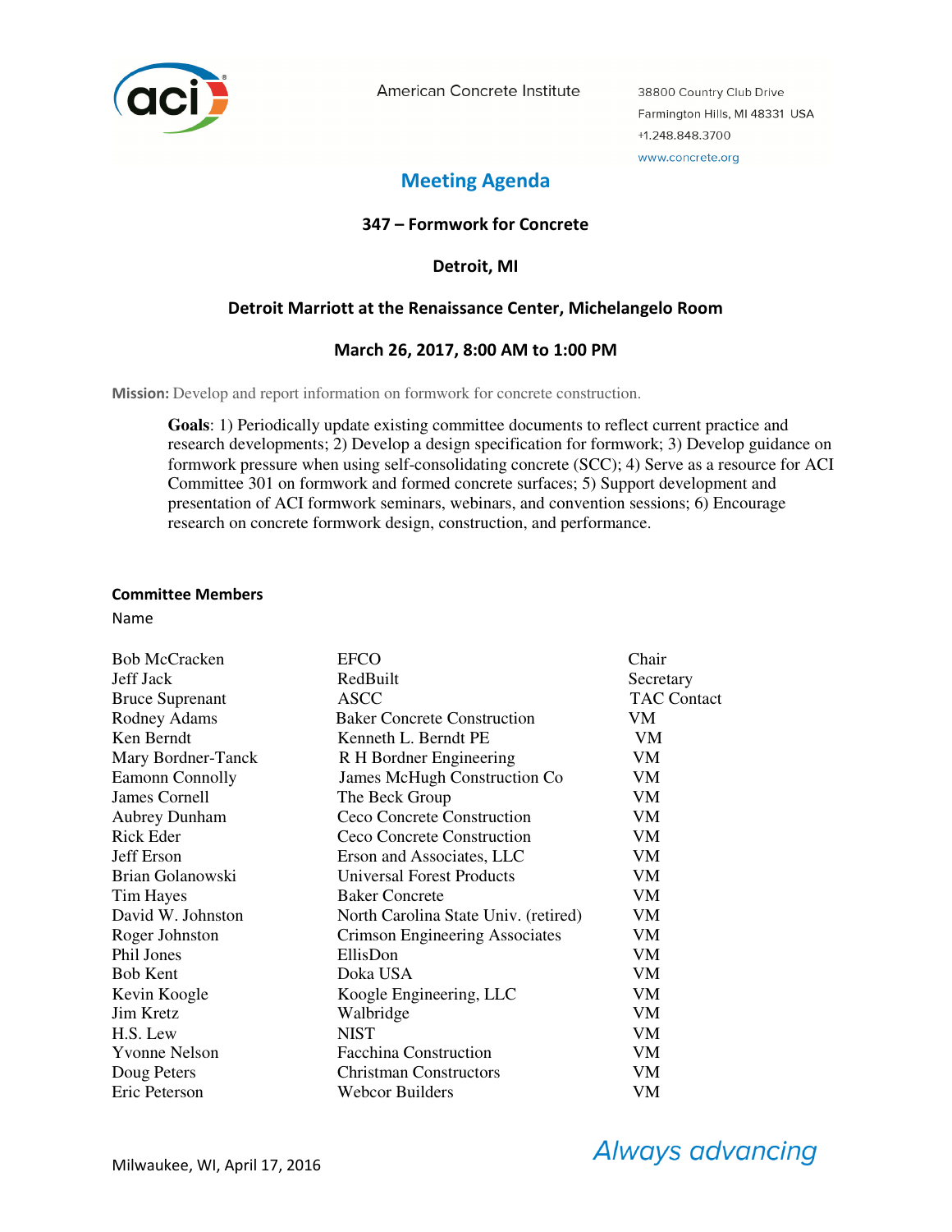American Concrete Institute

38800 Country Club Drive
Farmington Hills, MI 48331 USA
+1.248.848.3700
www.concrete.org

# Meeting Agenda

## 347 – Formwork for Concrete

## Detroit, MI

## Detroit Marriott at the Renaissance Center, Michelangelo Room

## March 26, 2017, 8:00 AM to 1:00 PM

**Mission:** Develop and report information on formwork for concrete construction.

**Goals**: 1) Periodically update existing committee documents to reflect current practice and research developments; 2) Develop a design specification for formwork; 3) Develop guidance on formwork pressure when using self-consolidating concrete (SCC); 4) Serve as a resource for ACI Committee 301 on formwork and formed concrete surfaces; 5) Support development and presentation of ACI formwork seminars, webinars, and convention sessions; 6) Encourage research on concrete formwork design, construction, and performance.

### Committee Members

| Name | | |
|---|---|---|
| Bob McCracken | EFCO | Chair |
| Jeff Jack | RedBuilt | Secretary |
| Bruce Suprenant | ASCC | TAC Contact |
| Rodney Adams | Baker Concrete Construction | VM |
| Ken Berndt | Kenneth L. Berndt PE | VM |
| Mary Bordner-Tanck | R H Bordner Engineering | VM |
| Eamonn Connolly | James McHugh Construction Co | VM |
| James Cornell | The Beck Group | VM |
| Aubrey Dunham | Ceco Concrete Construction | VM |
| Rick Eder | Ceco Concrete Construction | VM |
| Jeff Erson | Erson and Associates, LLC | VM |
| Brian Golanowski | Universal Forest Products | VM |
| Tim Hayes | Baker Concrete | VM |
| David W. Johnston | North Carolina State Univ. (retired) | VM |
| Roger Johnston | Crimson Engineering Associates | VM |
| Phil Jones | EllisDon | VM |
| Bob Kent | Doka USA | VM |
| Kevin Koogle | Koogle Engineering, LLC | VM |
| Jim Kretz | Walbridge | VM |
| H.S. Lew | NIST | VM |
| Yvonne Nelson | Facchina Construction | VM |
| Doug Peters | Christman Constructors | VM |
| Eric Peterson | Webcor Builders | VM |

Milwaukee, WI, April 17, 2016

*Always advancing*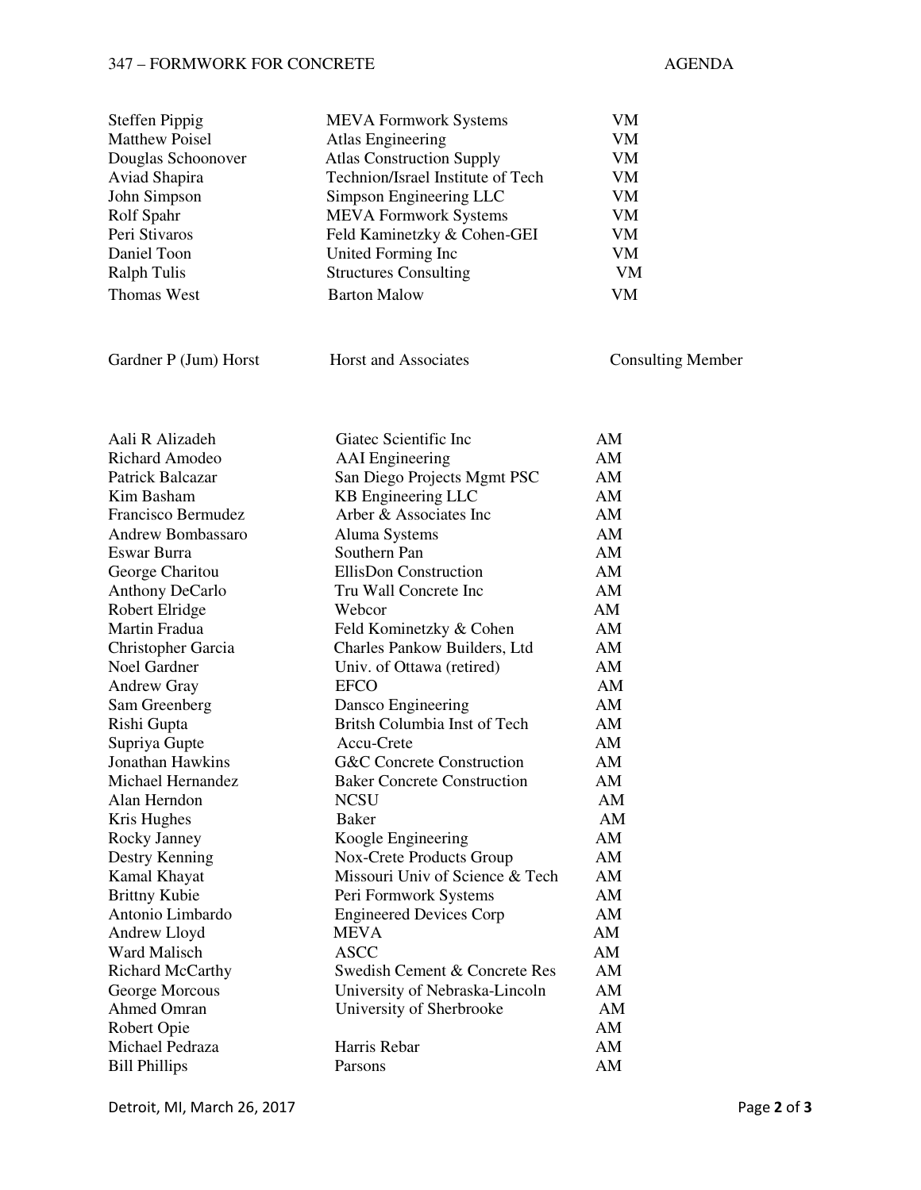| | | |
|---|---|---|
| Steffen Pippig | MEVA Formwork Systems | VM |
| Matthew Poisel | Atlas Engineering | VM |
| Douglas Schoonover | Atlas Construction Supply | VM |
| Aviad Shapira | Technion/Israel Institute of Tech | VM |
| John Simpson | Simpson Engineering LLC | VM |
| Rolf Spahr | MEVA Formwork Systems | VM |
| Peri Stivaros | Feld Kaminetzky & Cohen-GEI | VM |
| Daniel Toon | United Forming Inc | VM |
| Ralph Tulis | Structures Consulting | VM |
| Thomas West | Barton Malow | VM |

| | | |
|---|---|---|
| Gardner P (Jum) Horst | Horst and Associates | Consulting Member |

| | | |
|---|---|---|
| Aali R Alizadeh | Giatec Scientific Inc | AM |
| Richard Amodeo | AAI Engineering | AM |
| Patrick Balcazar | San Diego Projects Mgmt PSC | AM |
| Kim Basham | KB Engineering LLC | AM |
| Francisco Bermudez | Arber & Associates Inc | AM |
| Andrew Bombassaro | Aluma Systems | AM |
| Eswar Burra | Southern Pan | AM |
| George Charitou | EllisDon Construction | AM |
| Anthony DeCarlo | Tru Wall Concrete Inc | AM |
| Robert Elridge | Webcor | AM |
| Martin Fradua | Feld Kominetzky & Cohen | AM |
| Christopher Garcia | Charles Pankow Builders, Ltd | AM |
| Noel Gardner | Univ. of Ottawa (retired) | AM |
| Andrew Gray | EFCO | AM |
| Sam Greenberg | Dansco Engineering | AM |
| Rishi Gupta | Britsh Columbia Inst of Tech | AM |
| Supriya Gupte | Accu-Crete | AM |
| Jonathan Hawkins | G&C Concrete Construction | AM |
| Michael Hernandez | Baker Concrete Construction | AM |
| Alan Herndon | NCSU | AM |
| Kris Hughes | Baker | AM |
| Rocky Janney | Koogle Engineering | AM |
| Destry Kenning | Nox-Crete Products Group | AM |
| Kamal Khayat | Missouri Univ of Science & Tech | AM |
| Brittny Kubie | Peri Formwork Systems | AM |
| Antonio Limbardo | Engineered Devices Corp | AM |
| Andrew Lloyd | MEVA | AM |
| Ward Malisch | ASCC | AM |
| Richard McCarthy | Swedish Cement & Concrete Res | AM |
| George Morcous | University of Nebraska-Lincoln | AM |
| Ahmed Omran | University of Sherbrooke | AM |
| Robert Opie | | AM |
| Michael Pedraza | Harris Rebar | AM |
| Bill Phillips | Parsons | AM |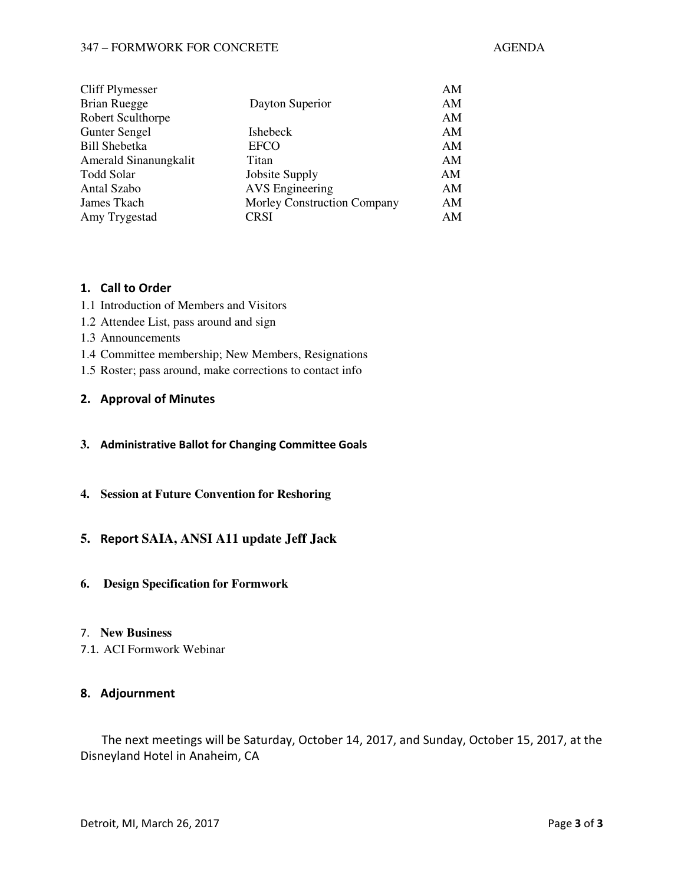| | | |
|---|---|---|
| Cliff Plymesser | | AM |
| Brian Ruegge | Dayton Superior | AM |
| Robert Sculthorpe | | AM |
| Gunter Sengel | Ishebeck | AM |
| Bill Shebetka | EFCO | AM |
| Amerald Sinanungkalit | Titan | AM |
| Todd Solar | Jobsite Supply | AM |
| Antal Szabo | AVS Engineering | AM |
| James Tkach | Morley Construction Company | AM |
| Amy Trygestad | CRSI | AM |

## 1. Call to Order

1.1 Introduction of Members and Visitors
1.2 Attendee List, pass around and sign
1.3 Announcements
1.4 Committee membership; New Members, Resignations
1.5 Roster; pass around, make corrections to contact info

## 2. Approval of Minutes

## 3. Administrative Ballot for Changing Committee Goals

## 4. Session at Future Convention for Reshoring

## 5. Report SAIA, ANSI A11 update Jeff Jack

## 6. Design Specification for Formwork

## 7. New Business

7.1. ACI Formwork Webinar

## 8. Adjournment

The next meetings will be Saturday, October 14, 2017, and Sunday, October 15, 2017, at the Disneyland Hotel in Anaheim, CA